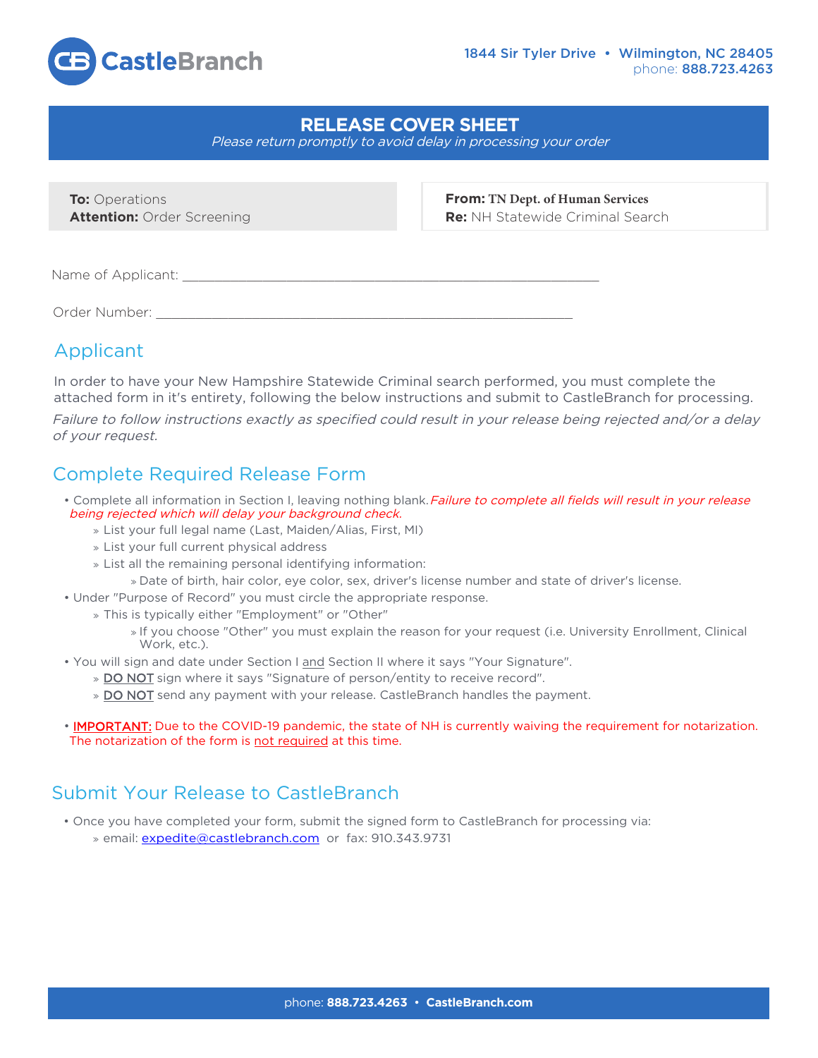CastleBranch

1844 Sir Tyler Drive • Wilmington, NC 28405
phone: 888.723.4263

# RELEASE COVER SHEET

*Please return promptly to avoid delay in processing your order*

**To:** Operations
**Attention:** Order Screening

**From:** TN Dept. of Human Services
**Re:** NH Statewide Criminal Search

Name of Applicant: ___________________________________________________________

Order Number: ___________________________________________________________

## Applicant

In order to have your New Hampshire Statewide Criminal search performed, you must complete the attached form in it's entirety, following the below instructions and submit to CastleBranch for processing.

*Failure to follow instructions exactly as specified could result in your release being rejected and/or a delay of your request.*

## Complete Required Release Form

- Complete all information in Section I, leaving nothing blank. *Failure to complete all fields will result in your release being rejected which will delay your background check.*
  - List your full legal name (Last, Maiden/Alias, First, MI)
  - List your full current physical address
  - List all the remaining personal identifying information:
    - Date of birth, hair color, eye color, sex, driver's license number and state of driver's license.
- Under "Purpose of Record" you must circle the appropriate response.
  - This is typically either "Employment" or "Other"
    - If you choose "Other" you must explain the reason for your request (i.e. University Enrollment, Clinical Work, etc.).
- You will sign and date under Section I <u>and</u> Section II where it says "Your Signature".
  - <u>DO NOT</u> sign where it says "Signature of person/entity to receive record".
  - <u>DO NOT</u> send any payment with your release. CastleBranch handles the payment.

- <u>IMPORTANT:</u> Due to the COVID-19 pandemic, the state of NH is currently waiving the requirement for notarization. The notarization of the form is <u>not required</u> at this time.

## Submit Your Release to CastleBranch

- Once you have completed your form, submit the signed form to CastleBranch for processing via:
  - email: expedite@castlebranch.com or fax: 910.343.9731

phone: **888.723.4263** • **CastleBranch.com**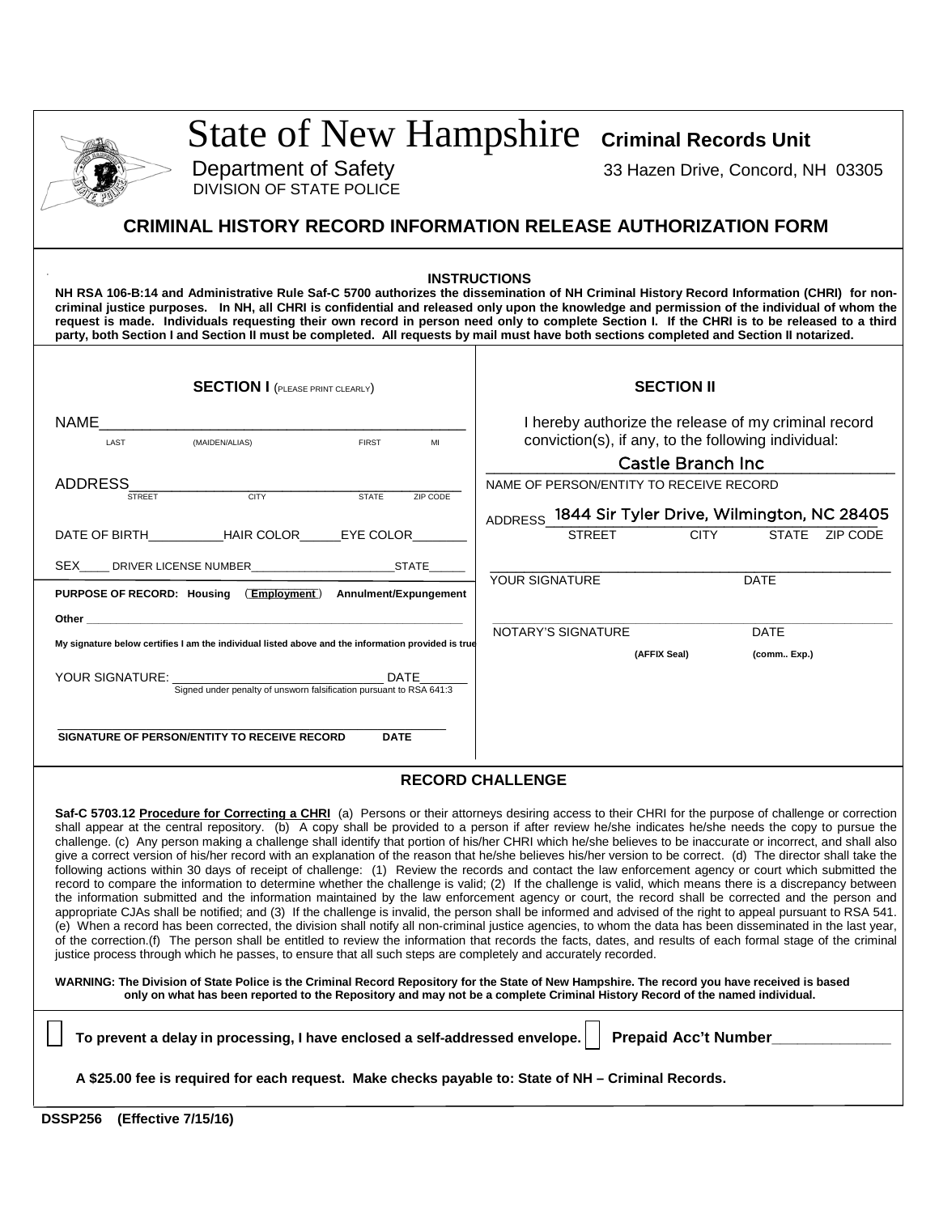# State of New Hampshire **Criminal Records Unit**

Department of Safety
DIVISION OF STATE POLICE

33 Hazen Drive, Concord, NH 03305

## CRIMINAL HISTORY RECORD INFORMATION RELEASE AUTHORIZATION FORM

### INSTRUCTIONS

**NH RSA 106-B:14 and Administrative Rule Saf-C 5700 authorizes the dissemination of NH Criminal History Record Information (CHRI) for non-criminal justice purposes. In NH, all CHRI is confidential and released only upon the knowledge and permission of the individual of whom the request is made. Individuals requesting their own record in person need only to complete Section I. If the CHRI is to be released to a third party, both Section I and Section II must be completed. All requests by mail must have both sections completed and Section II notarized.**

### SECTION I (PLEASE PRINT CLEARLY)

NAME_______________________________________________
LAST (MAIDEN/ALIAS) FIRST MI

ADDRESS_____________________________________________
STREET CITY STATE ZIP CODE

DATE OF BIRTH__________HAIR COLOR______EYE COLOR________

SEX_____ DRIVER LICENSE NUMBER______________________STATE______

**PURPOSE OF RECORD: Housing (Employment) Annulment/Expungement**

**Other** ___________________________________________________

**My signature below certifies I am the individual listed above and the information provided is true**

YOUR SIGNATURE: ______________________________ DATE_______
Signed under penalty of unsworn falsification pursuant to RSA 641:3

______________________________________________________
**SIGNATURE OF PERSON/ENTITY TO RECEIVE RECORD DATE**

### SECTION II

I hereby authorize the release of my criminal record conviction(s), if any, to the following individual:

Castle Branch Inc
NAME OF PERSON/ENTITY TO RECEIVE RECORD

ADDRESS 1844 Sir Tyler Drive, Wilmington, NC 28405
STREET CITY STATE ZIP CODE

______________________________________________________
YOUR SIGNATURE DATE

______________________________________________________
NOTARY'S SIGNATURE DATE
**(AFFIX Seal) (comm.. Exp.)**

### RECORD CHALLENGE

**Saf-C 5703.12 Procedure for Correcting a CHRI** (a) Persons or their attorneys desiring access to their CHRI for the purpose of challenge or correction shall appear at the central repository. (b) A copy shall be provided to a person if after review he/she indicates he/she needs the copy to pursue the challenge. (c) Any person making a challenge shall identify that portion of his/her CHRI which he/she believes to be inaccurate or incorrect, and shall also give a correct version of his/her record with an explanation of the reason that he/she believes his/her version to be correct. (d) The director shall take the following actions within 30 days of receipt of challenge: (1) Review the records and contact the law enforcement agency or court which submitted the record to compare the information to determine whether the challenge is valid; (2) If the challenge is valid, which means there is a discrepancy between the information submitted and the information maintained by the law enforcement agency or court, the record shall be corrected and the person and appropriate CJAs shall be notified; and (3) If the challenge is invalid, the person shall be informed and advised of the right to appeal pursuant to RSA 541. (e) When a record has been corrected, the division shall notify all non-criminal justice agencies, to whom the data has been disseminated in the last year, of the correction.(f) The person shall be entitled to review the information that records the facts, dates, and results of each formal stage of the criminal justice process through which he passes, to ensure that all such steps are completely and accurately recorded.

**WARNING: The Division of State Police is the Criminal Record Repository for the State of New Hampshire. The record you have received is based only on what has been reported to the Repository and may not be a complete Criminal History Record of the named individual.**

☐ **To prevent a delay in processing, I have enclosed a self-addressed envelope.** ☐ **Prepaid Acc't Number______________**

**A $25.00 fee is required for each request. Make checks payable to: State of NH – Criminal Records.**

**DSSP256 (Effective 7/15/16)**